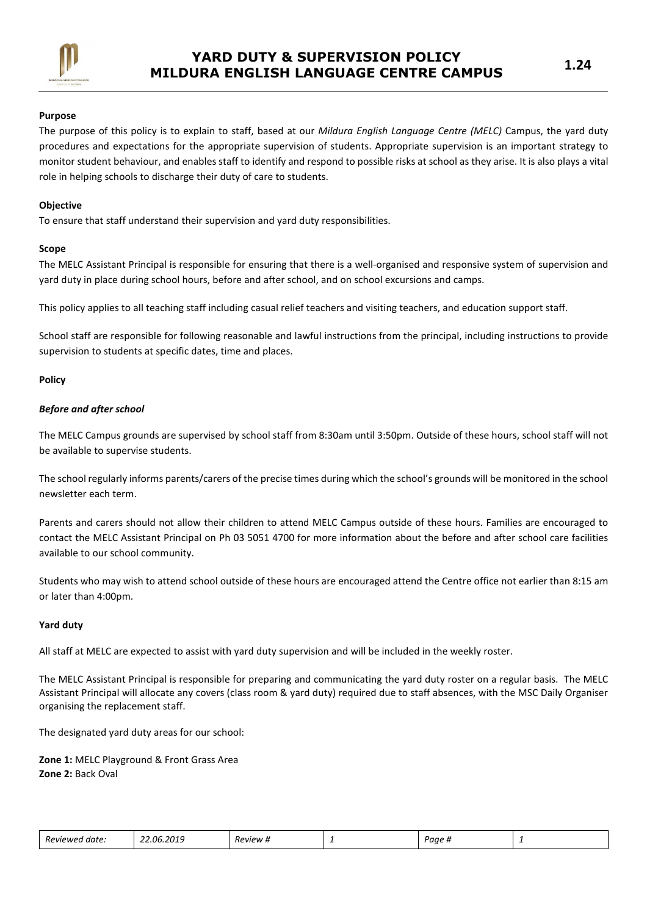# YARD DUTY & SUPERVISION POLICY MILDURA ENGLISH LANGUAGE CENTRE CAMPUS

**1.24**

**Purpose**

The purpose of this policy is to explain to staff, based at our *Mildura English Language Centre (MELC)* Campus, the yard duty procedures and expectations for the appropriate supervision of students. Appropriate supervision is an important strategy to monitor student behaviour, and enables staff to identify and respond to possible risks at school as they arise. It is also plays a vital role in helping schools to discharge their duty of care to students.

**Objective**

To ensure that staff understand their supervision and yard duty responsibilities.

**Scope**

The MELC Assistant Principal is responsible for ensuring that there is a well-organised and responsive system of supervision and yard duty in place during school hours, before and after school, and on school excursions and camps.

This policy applies to all teaching staff including casual relief teachers and visiting teachers, and education support staff.

School staff are responsible for following reasonable and lawful instructions from the principal, including instructions to provide supervision to students at specific dates, time and places.

**Policy**

***Before and after school***

The MELC Campus grounds are supervised by school staff from 8:30am until 3:50pm. Outside of these hours, school staff will not be available to supervise students.

The school regularly informs parents/carers of the precise times during which the school's grounds will be monitored in the school newsletter each term.

Parents and carers should not allow their children to attend MELC Campus outside of these hours. Families are encouraged to contact the MELC Assistant Principal on Ph 03 5051 4700 for more information about the before and after school care facilities available to our school community.

Students who may wish to attend school outside of these hours are encouraged attend the Centre office not earlier than 8:15 am or later than 4:00pm.

**Yard duty**

All staff at MELC are expected to assist with yard duty supervision and will be included in the weekly roster.

The MELC Assistant Principal is responsible for preparing and communicating the yard duty roster on a regular basis. The MELC Assistant Principal will allocate any covers (class room & yard duty) required due to staff absences, with the MSC Daily Organiser organising the replacement staff.

The designated yard duty areas for our school:

**Zone 1:** MELC Playground & Front Grass Area
**Zone 2:** Back Oval

| *Reviewed date:* | *22.06.2019* | *Review #* | *1* | *Page #* | *1* |
|---|---|---|---|---|---|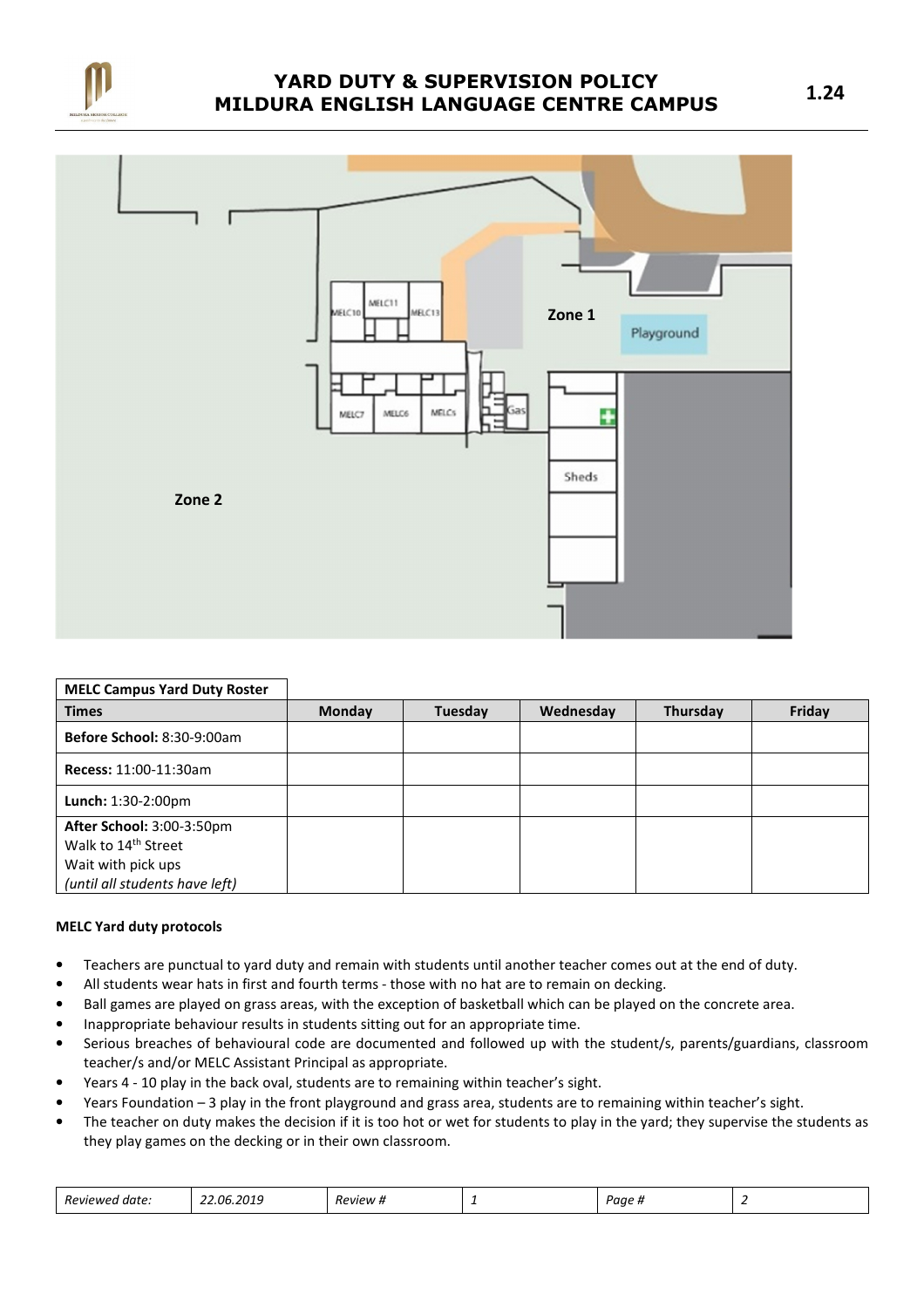# YARD DUTY & SUPERVISION POLICY MILDURA ENGLISH LANGUAGE CENTRE CAMPUS

Zone 1

Playground

MELC10

MELC11

MELC13

MELC7

MELC6

MELC5

Gas

Sheds

Zone 2

| MELC Campus Yard Duty Roster | | | | | |
|---|---|---|---|---|---|
| **Times** | **Monday** | **Tuesday** | **Wednesday** | **Thursday** | **Friday** |
| **Before School:** 8:30-9:00am | | | | | |
| **Recess:** 11:00-11:30am | | | | | |
| **Lunch:** 1:30-2:00pm | | | | | |
| **After School:** 3:00-3:50pm<br>Walk to 14th Street<br>Wait with pick ups<br>*(until all students have left)* | | | | | |

**MELC Yard duty protocols**

- Teachers are punctual to yard duty and remain with students until another teacher comes out at the end of duty.
- All students wear hats in first and fourth terms - those with no hat are to remain on decking.
- Ball games are played on grass areas, with the exception of basketball which can be played on the concrete area.
- Inappropriate behaviour results in students sitting out for an appropriate time.
- Serious breaches of behavioural code are documented and followed up with the student/s, parents/guardians, classroom teacher/s and/or MELC Assistant Principal as appropriate.
- Years 4 - 10 play in the back oval, students are to remaining within teacher's sight.
- Years Foundation – 3 play in the front playground and grass area, students are to remaining within teacher's sight.
- The teacher on duty makes the decision if it is too hot or wet for students to play in the yard; they supervise the students as they play games on the decking or in their own classroom.

| | | | | | |
|---|---|---|---|---|---|
| *Reviewed date:* | *22.06.2019* | *Review #* | *1* | *Page #* | *2* |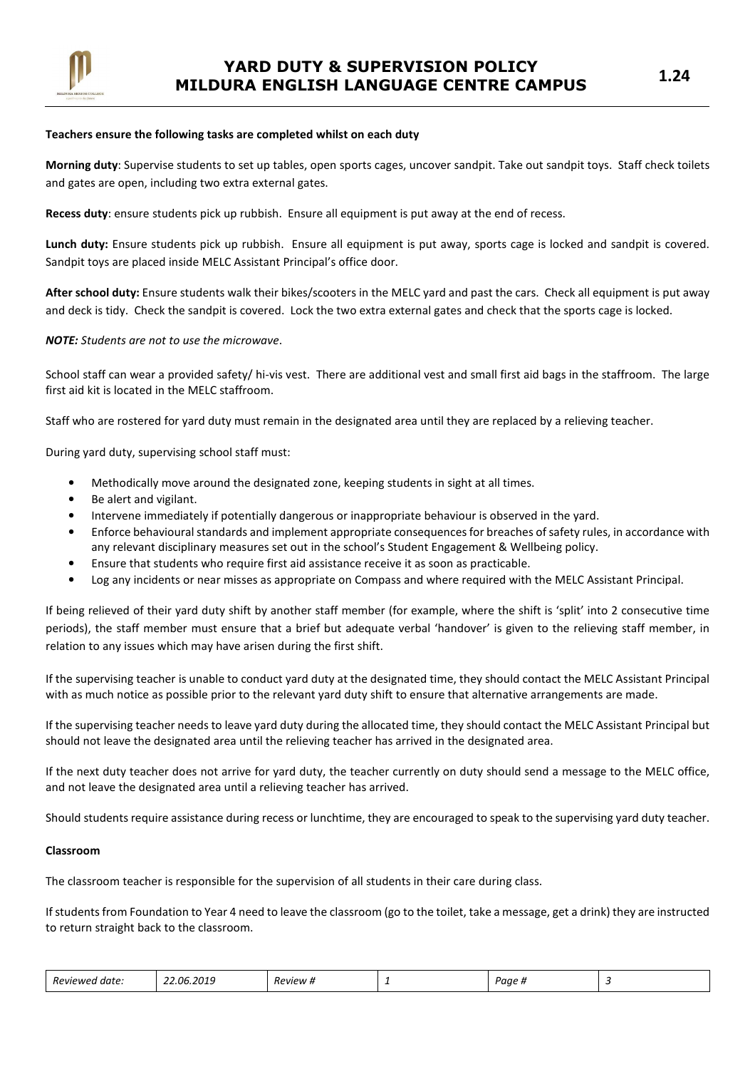**Teachers ensure the following tasks are completed whilst on each duty**

**Morning duty**: Supervise students to set up tables, open sports cages, uncover sandpit. Take out sandpit toys. Staff check toilets and gates are open, including two extra external gates.

**Recess duty**: ensure students pick up rubbish. Ensure all equipment is put away at the end of recess.

**Lunch duty:** Ensure students pick up rubbish. Ensure all equipment is put away, sports cage is locked and sandpit is covered. Sandpit toys are placed inside MELC Assistant Principal's office door.

**After school duty:** Ensure students walk their bikes/scooters in the MELC yard and past the cars. Check all equipment is put away and deck is tidy. Check the sandpit is covered. Lock the two extra external gates and check that the sports cage is locked.

***NOTE:*** *Students are not to use the microwave*.

School staff can wear a provided safety/ hi-vis vest. There are additional vest and small first aid bags in the staffroom. The large first aid kit is located in the MELC staffroom.

Staff who are rostered for yard duty must remain in the designated area until they are replaced by a relieving teacher.

During yard duty, supervising school staff must:

- Methodically move around the designated zone, keeping students in sight at all times.
- Be alert and vigilant.
- Intervene immediately if potentially dangerous or inappropriate behaviour is observed in the yard.
- Enforce behavioural standards and implement appropriate consequences for breaches of safety rules, in accordance with any relevant disciplinary measures set out in the school's Student Engagement & Wellbeing policy.
- Ensure that students who require first aid assistance receive it as soon as practicable.
- Log any incidents or near misses as appropriate on Compass and where required with the MELC Assistant Principal.

If being relieved of their yard duty shift by another staff member (for example, where the shift is 'split' into 2 consecutive time periods), the staff member must ensure that a brief but adequate verbal 'handover' is given to the relieving staff member, in relation to any issues which may have arisen during the first shift.

If the supervising teacher is unable to conduct yard duty at the designated time, they should contact the MELC Assistant Principal with as much notice as possible prior to the relevant yard duty shift to ensure that alternative arrangements are made.

If the supervising teacher needs to leave yard duty during the allocated time, they should contact the MELC Assistant Principal but should not leave the designated area until the relieving teacher has arrived in the designated area.

If the next duty teacher does not arrive for yard duty, the teacher currently on duty should send a message to the MELC office, and not leave the designated area until a relieving teacher has arrived.

Should students require assistance during recess or lunchtime, they are encouraged to speak to the supervising yard duty teacher.

**Classroom**

The classroom teacher is responsible for the supervision of all students in their care during class.

If students from Foundation to Year 4 need to leave the classroom (go to the toilet, take a message, get a drink) they are instructed to return straight back to the classroom.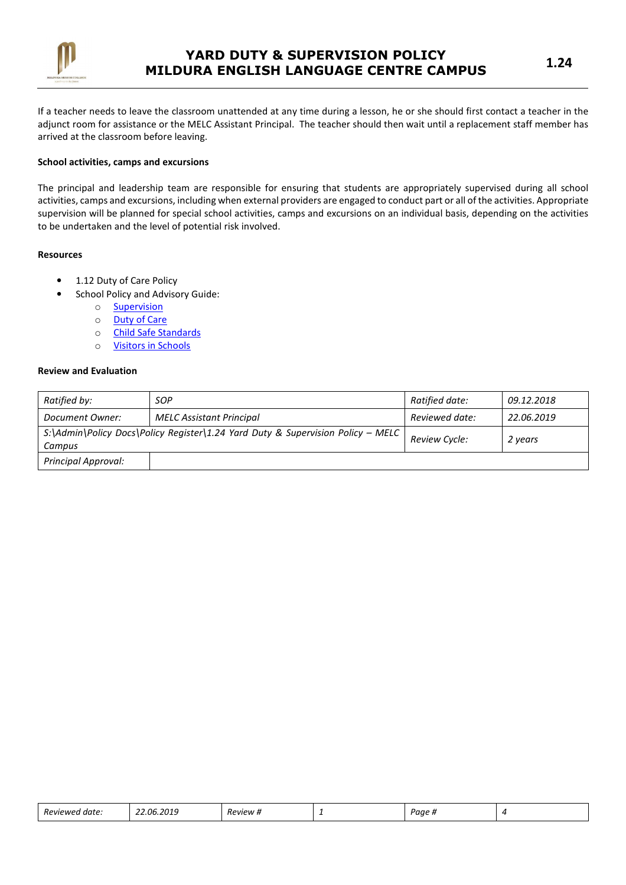If a teacher needs to leave the classroom unattended at any time during a lesson, he or she should first contact a teacher in the adjunct room for assistance or the MELC Assistant Principal. The teacher should then wait until a replacement staff member has arrived at the classroom before leaving.

**School activities, camps and excursions**

The principal and leadership team are responsible for ensuring that students are appropriately supervised during all school activities, camps and excursions, including when external providers are engaged to conduct part or all of the activities. Appropriate supervision will be planned for special school activities, camps and excursions on an individual basis, depending on the activities to be undertaken and the level of potential risk involved.

**Resources**

- 1.12 Duty of Care Policy
- School Policy and Advisory Guide:
  - Supervision
  - Duty of Care
  - Child Safe Standards
  - Visitors in Schools

**Review and Evaluation**

| | | | |
|---|---|---|---|
| *Ratified by:* | *SOP* | *Ratified date:* | *09.12.2018* |
| *Document Owner:* | *MELC Assistant Principal* | *Reviewed date:* | *22.06.2019* |
| *S:\Admin\Policy Docs\Policy Register\1.24 Yard Duty & Supervision Policy – MELC Campus* | | *Review Cycle:* | *2 years* |
| *Principal Approval:* | | | |